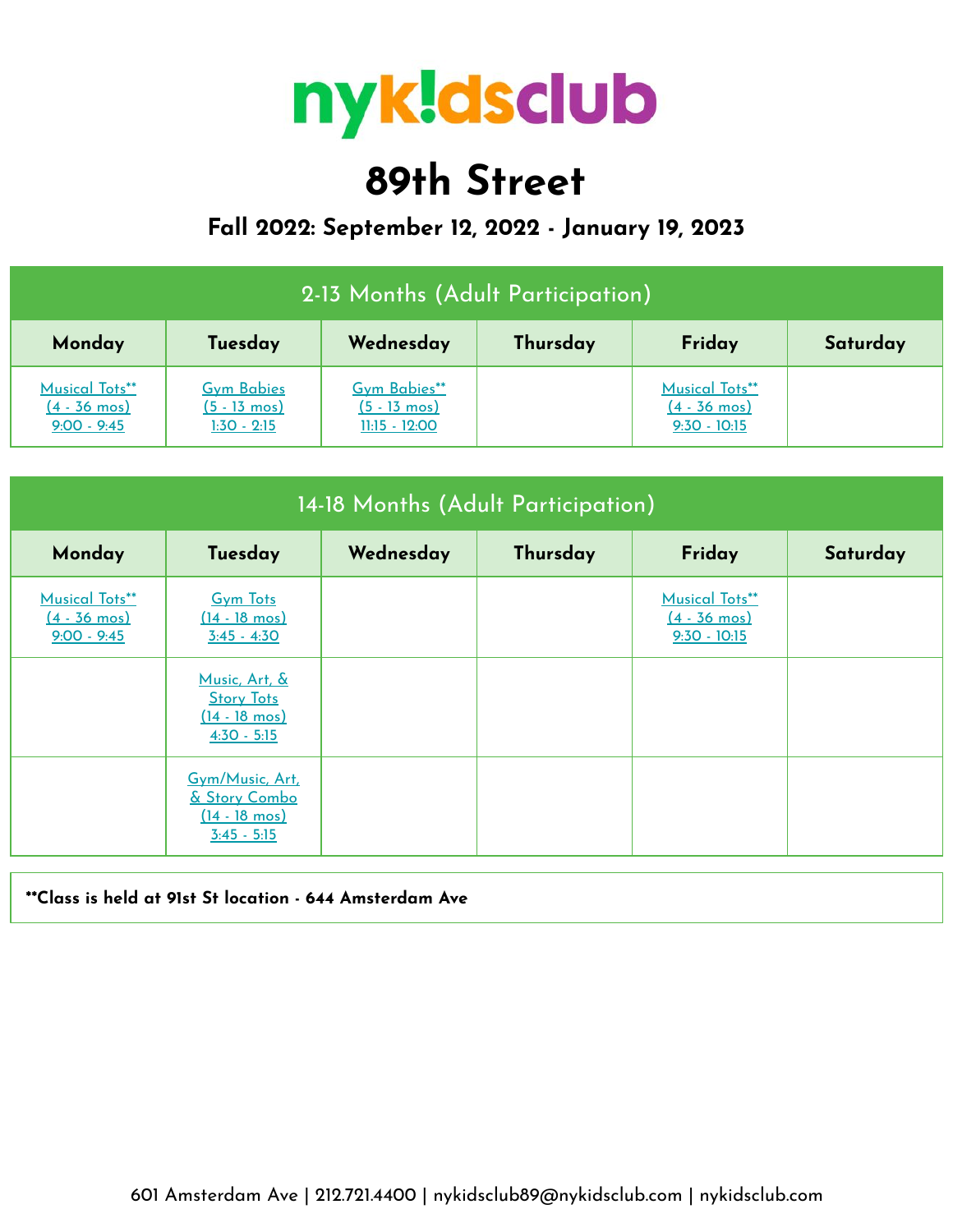# nykidsclub

## 89th Street

### Fall 2022: September 12, 2022 - January 19, 2023

| 2-13 Months (Adult Participation) | | | | | |
|---|---|---|---|---|---|
| **Monday** | **Tuesday** | **Wednesday** | **Thursday** | **Friday** | **Saturday** |
| Musical Tots** (4 - 36 mos) 9:00 - 9:45 | Gym Babies (5 - 13 mos) 1:30 - 2:15 | Gym Babies** (5 - 13 mos) 11:15 - 12:00 | | Musical Tots** (4 - 36 mos) 9:30 - 10:15 | |

| 14-18 Months (Adult Participation) | | | | | |
|---|---|---|---|---|---|
| **Monday** | **Tuesday** | **Wednesday** | **Thursday** | **Friday** | **Saturday** |
| Musical Tots** (4 - 36 mos) 9:00 - 9:45 | Gym Tots (14 - 18 mos) 3:45 - 4:30 | | | Musical Tots** (4 - 36 mos) 9:30 - 10:15 | |
| | Music, Art, & Story Tots (14 - 18 mos) 4:30 - 5:15 | | | | |
| | Gym/Music, Art, & Story Combo (14 - 18 mos) 3:45 - 5:15 | | | | |

**Class is held at 91st St location - 644 Amsterdam Ave

601 Amsterdam Ave | 212.721.4400 | nykidsclub89@nykidsclub.com | nykidsclub.com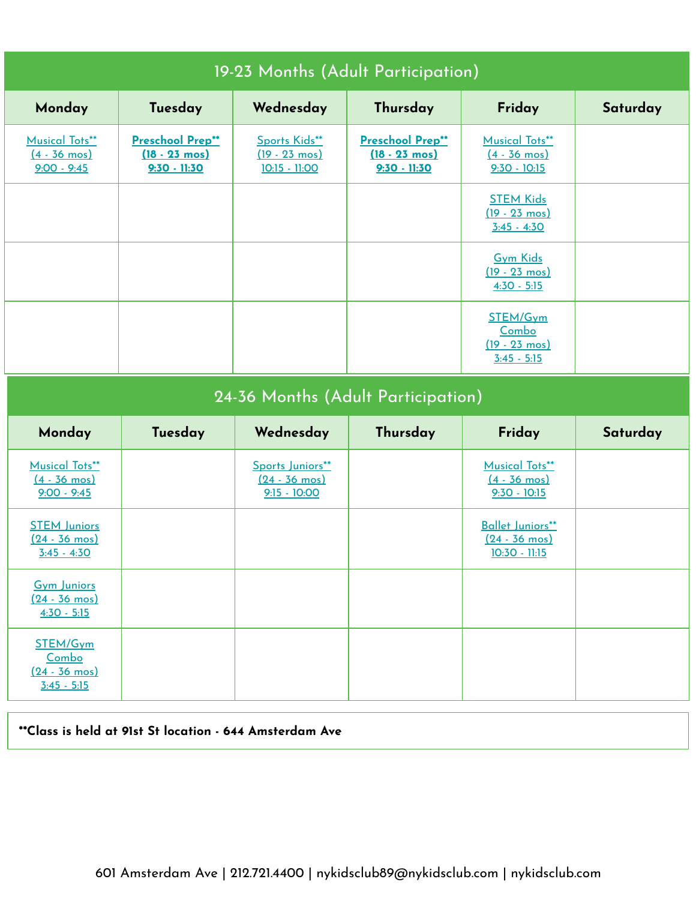## 19-23 Months (Adult Participation)

| Monday | Tuesday | Wednesday | Thursday | Friday | Saturday |
|---|---|---|---|---|---|
| Musical Tots** (4 - 36 mos) 9:00 - 9:45 | **Preschool Prep** (18 - 23 mos) 9:30 - 11:30** | Sports Kids** (19 - 23 mos) 10:15 - 11:00 | **Preschool Prep** (18 - 23 mos) 9:30 - 11:30** | Musical Tots** (4 - 36 mos) 9:30 - 10:15 | |
| | | | | STEM Kids (19 - 23 mos) 3:45 - 4:30 | |
| | | | | Gym Kids (19 - 23 mos) 4:30 - 5:15 | |
| | | | | STEM/Gym Combo (19 - 23 mos) 3:45 - 5:15 | |

## 24-36 Months (Adult Participation)

| Monday | Tuesday | Wednesday | Thursday | Friday | Saturday |
|---|---|---|---|---|---|
| Musical Tots** (4 - 36 mos) 9:00 - 9:45 | | Sports Juniors** (24 - 36 mos) 9:15 - 10:00 | | Musical Tots** (4 - 36 mos) 9:30 - 10:15 | |
| STEM Juniors (24 - 36 mos) 3:45 - 4:30 | | | | Ballet Juniors** (24 - 36 mos) 10:30 - 11:15 | |
| Gym Juniors (24 - 36 mos) 4:30 - 5:15 | | | | | |
| STEM/Gym Combo (24 - 36 mos) 3:45 - 5:15 | | | | | |

****Class is held at 91st St location - 644 Amsterdam Ave**

601 Amsterdam Ave | 212.721.4400 | nykidsclub89@nykidsclub.com | nykidsclub.com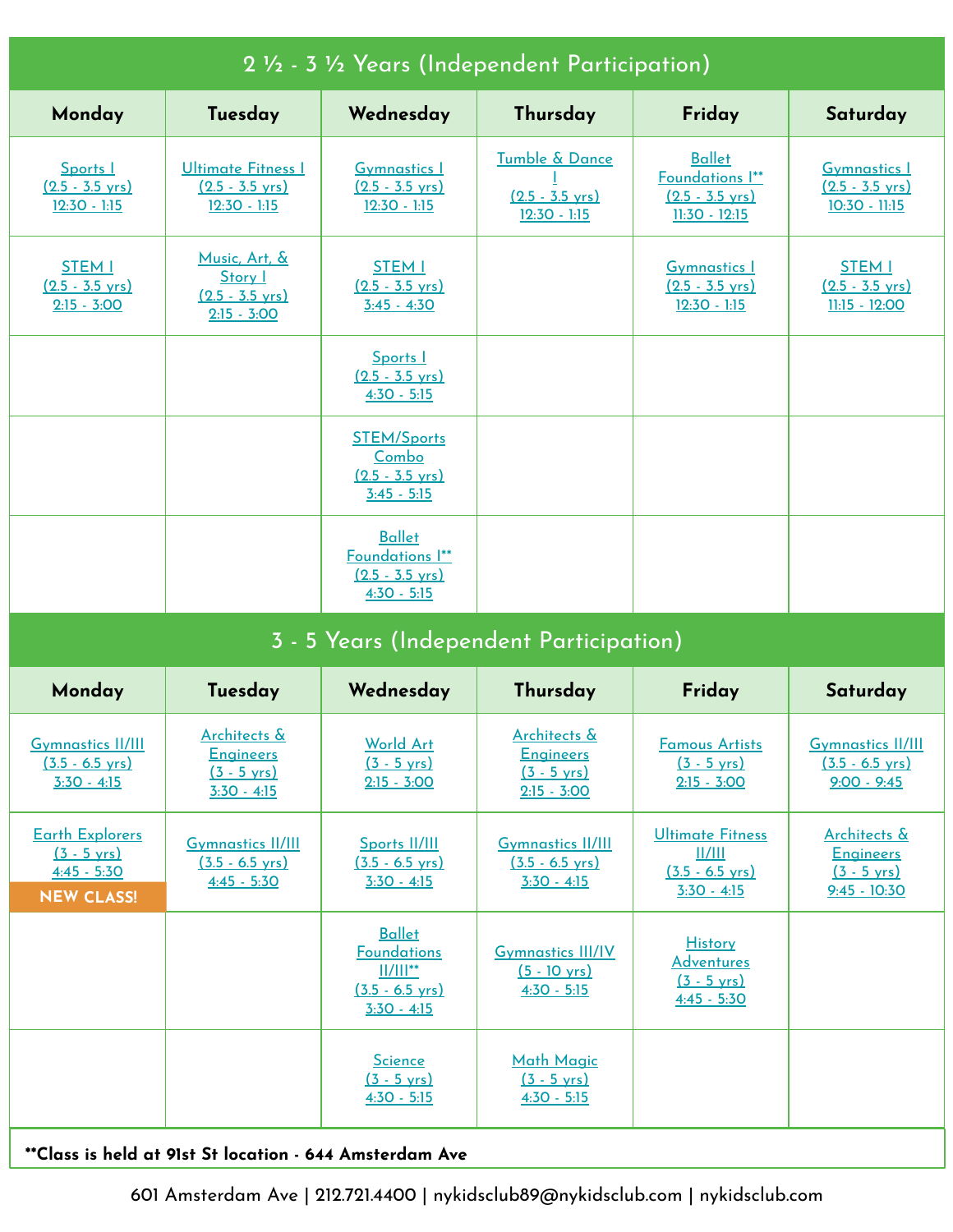## 2 ½ - 3 ½ Years (Independent Participation)

| Monday | Tuesday | Wednesday | Thursday | Friday | Saturday |
| --- | --- | --- | --- | --- | --- |
| Sports I (2.5 - 3.5 yrs) 12:30 - 1:15 | Ultimate Fitness I (2.5 - 3.5 yrs) 12:30 - 1:15 | Gymnastics I (2.5 - 3.5 yrs) 12:30 - 1:15 | Tumble & Dance I (2.5 - 3.5 yrs) 12:30 - 1:15 | Ballet Foundations I** (2.5 - 3.5 yrs) 11:30 - 12:15 | Gymnastics I (2.5 - 3.5 yrs) 10:30 - 11:15 |
| STEM I (2.5 - 3.5 yrs) 2:15 - 3:00 | Music, Art, & Story I (2.5 - 3.5 yrs) 2:15 - 3:00 | STEM I (2.5 - 3.5 yrs) 3:45 - 4:30 | | Gymnastics I (2.5 - 3.5 yrs) 12:30 - 1:15 | STEM I (2.5 - 3.5 yrs) 11:15 - 12:00 |
| | | Sports I (2.5 - 3.5 yrs) 4:30 - 5:15 | | | |
| | | STEM/Sports Combo (2.5 - 3.5 yrs) 3:45 - 5:15 | | | |
| | | Ballet Foundations I** (2.5 - 3.5 yrs) 4:30 - 5:15 | | | |

## 3 - 5 Years (Independent Participation)

| Monday | Tuesday | Wednesday | Thursday | Friday | Saturday |
| --- | --- | --- | --- | --- | --- |
| Gymnastics II/III (3.5 - 6.5 yrs) 3:30 - 4:15 | Architects & Engineers (3 - 5 yrs) 3:30 - 4:15 | World Art (3 - 5 yrs) 2:15 - 3:00 | Architects & Engineers (3 - 5 yrs) 2:15 - 3:00 | Famous Artists (3 - 5 yrs) 2:15 - 3:00 | Gymnastics II/III (3.5 - 6.5 yrs) 9:00 - 9:45 |
| Earth Explorers (3 - 5 yrs) 4:45 - 5:30 NEW CLASS! | Gymnastics II/III (3.5 - 6.5 yrs) 4:45 - 5:30 | Sports II/III (3.5 - 6.5 yrs) 3:30 - 4:15 | Gymnastics II/III (3.5 - 6.5 yrs) 3:30 - 4:15 | Ultimate Fitness II/III (3.5 - 6.5 yrs) 3:30 - 4:15 | Architects & Engineers (3 - 5 yrs) 9:45 - 10:30 |
| | | Ballet Foundations II/III** (3.5 - 6.5 yrs) 3:30 - 4:15 | Gymnastics III/IV (5 - 10 yrs) 4:30 - 5:15 | History Adventures (3 - 5 yrs) 4:45 - 5:30 | |
| | | Science (3 - 5 yrs) 4:30 - 5:15 | Math Magic (3 - 5 yrs) 4:30 - 5:15 | | |

****Class is held at 91st St location - 644 Amsterdam Ave**

601 Amsterdam Ave | 212.721.4400 | nykidsclub89@nykidsclub.com | nykidsclub.com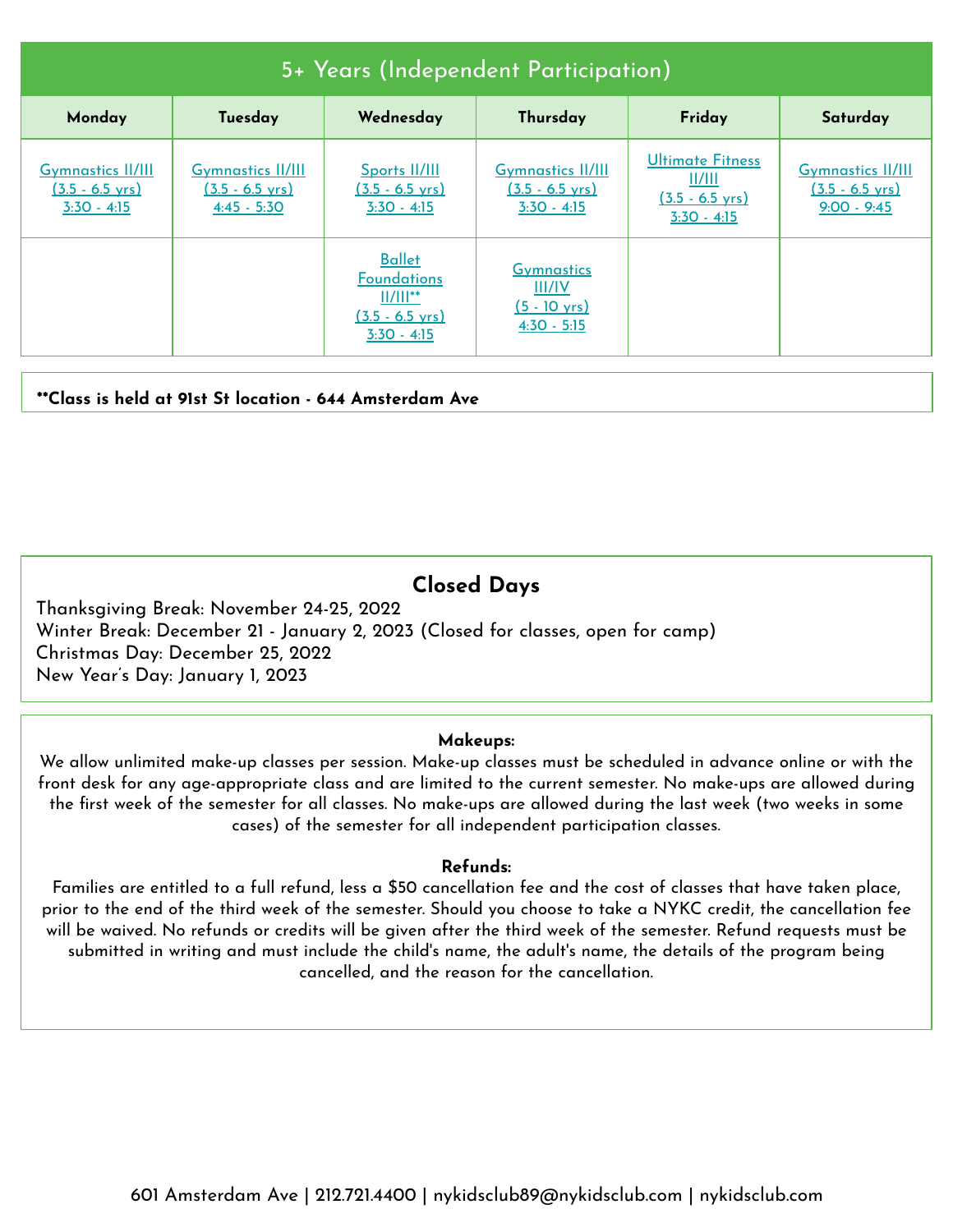## 5+ Years (Independent Participation)

| Monday | Tuesday | Wednesday | Thursday | Friday | Saturday |
|---|---|---|---|---|---|
| Gymnastics II/III (3.5 - 6.5 yrs) 3:30 - 4:15 | Gymnastics II/III (3.5 - 6.5 yrs) 4:45 - 5:30 | Sports II/III (3.5 - 6.5 yrs) 3:30 - 4:15 | Gymnastics II/III (3.5 - 6.5 yrs) 3:30 - 4:15 | Ultimate Fitness II/III (3.5 - 6.5 yrs) 3:30 - 4:15 | Gymnastics II/III (3.5 - 6.5 yrs) 9:00 - 9:45 |
| | | Ballet Foundations II/III** (3.5 - 6.5 yrs) 3:30 - 4:15 | Gymnastics III/IV (5 - 10 yrs) 4:30 - 5:15 | | |

**\*\*Class is held at 91st St location - 644 Amsterdam Ave**

### Closed Days

Thanksgiving Break: November 24-25, 2022
Winter Break: December 21 - January 2, 2023 (Closed for classes, open for camp)
Christmas Day: December 25, 2022
New Year's Day: January 1, 2023

**Makeups:**

We allow unlimited make-up classes per session. Make-up classes must be scheduled in advance online or with the front desk for any age-appropriate class and are limited to the current semester. No make-ups are allowed during the first week of the semester for all classes. No make-ups are allowed during the last week (two weeks in some cases) of the semester for all independent participation classes.

**Refunds:**

Families are entitled to a full refund, less a $50 cancellation fee and the cost of classes that have taken place, prior to the end of the third week of the semester. Should you choose to take a NYKC credit, the cancellation fee will be waived. No refunds or credits will be given after the third week of the semester. Refund requests must be submitted in writing and must include the child's name, the adult's name, the details of the program being cancelled, and the reason for the cancellation.

601 Amsterdam Ave | 212.721.4400 | nykidsclub89@nykidsclub.com | nykidsclub.com